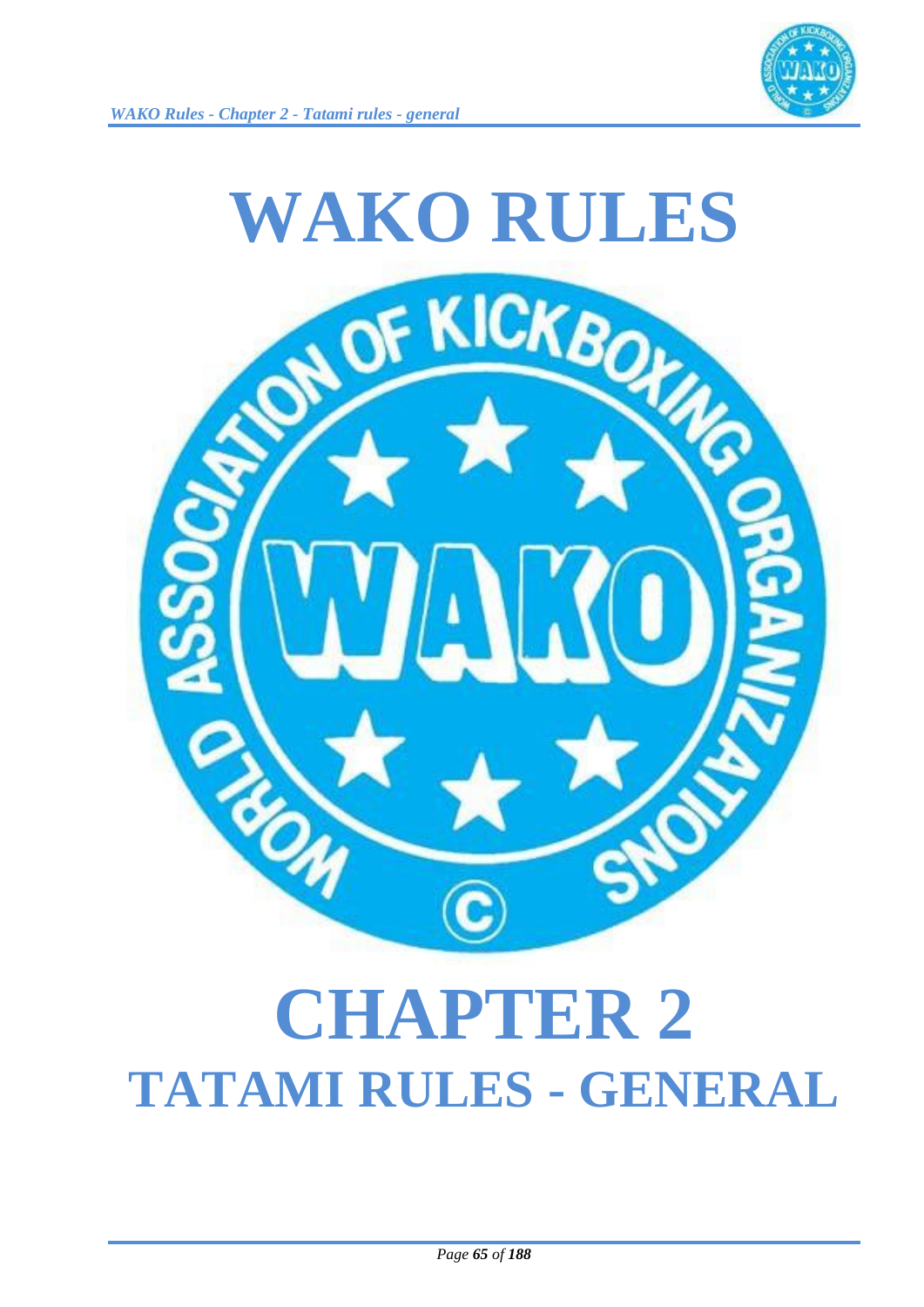# WAKO RULES

# CHAPTER 2

## TATAMI RULES - GENERAL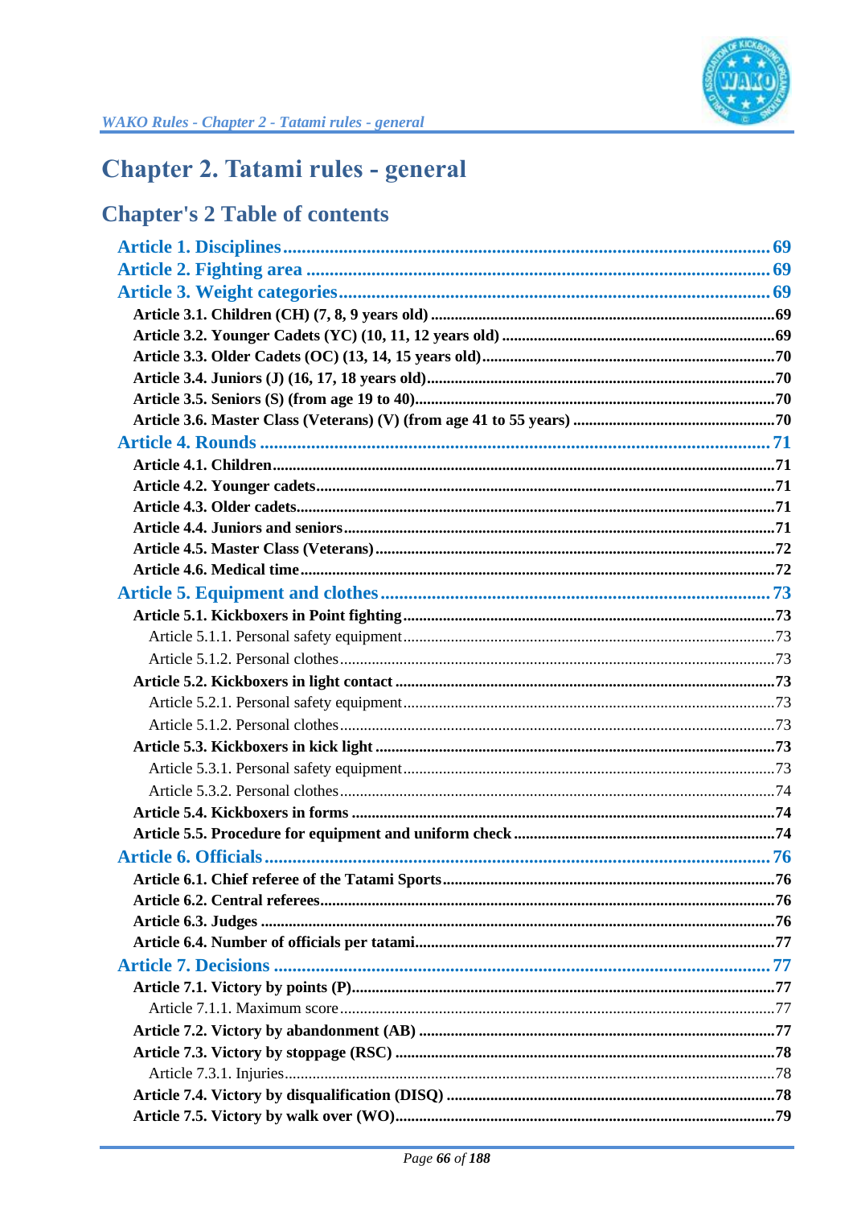# Chapter 2. Tatami rules - general

## Chapter's 2 Table of contents

- Article 1. Disciplines ... 69
- Article 2. Fighting area ... 69
- Article 3. Weight categories ... 69
  - Article 3.1. Children (CH) (7, 8, 9 years old) ... 69
  - Article 3.2. Younger Cadets (YC) (10, 11, 12 years old) ... 69
  - Article 3.3. Older Cadets (OC) (13, 14, 15 years old) ... 70
  - Article 3.4. Juniors (J) (16, 17, 18 years old) ... 70
  - Article 3.5. Seniors (S) (from age 19 to 40) ... 70
  - Article 3.6. Master Class (Veterans) (V) (from age 41 to 55 years) ... 70
- Article 4. Rounds ... 71
  - Article 4.1. Children ... 71
  - Article 4.2. Younger cadets ... 71
  - Article 4.3. Older cadets ... 71
  - Article 4.4. Juniors and seniors ... 71
  - Article 4.5. Master Class (Veterans) ... 72
  - Article 4.6. Medical time ... 72
- Article 5. Equipment and clothes ... 73
  - Article 5.1. Kickboxers in Point fighting ... 73
    - Article 5.1.1. Personal safety equipment ... 73
    - Article 5.1.2. Personal clothes ... 73
  - Article 5.2. Kickboxers in light contact ... 73
    - Article 5.2.1. Personal safety equipment ... 73
    - Article 5.1.2. Personal clothes ... 73
  - Article 5.3. Kickboxers in kick light ... 73
    - Article 5.3.1. Personal safety equipment ... 73
    - Article 5.3.2. Personal clothes ... 74
  - Article 5.4. Kickboxers in forms ... 74
  - Article 5.5. Procedure for equipment and uniform check ... 74
- Article 6. Officials ... 76
  - Article 6.1. Chief referee of the Tatami Sports ... 76
  - Article 6.2. Central referees ... 76
  - Article 6.3. Judges ... 76
  - Article 6.4. Number of officials per tatami ... 77
- Article 7. Decisions ... 77
  - Article 7.1. Victory by points (P) ... 77
    - Article 7.1.1. Maximum score ... 77
  - Article 7.2. Victory by abandonment (AB) ... 77
  - Article 7.3. Victory by stoppage (RSC) ... 78
    - Article 7.3.1. Injuries ... 78
  - Article 7.4. Victory by disqualification (DISQ) ... 78
  - Article 7.5. Victory by walk over (WO) ... 79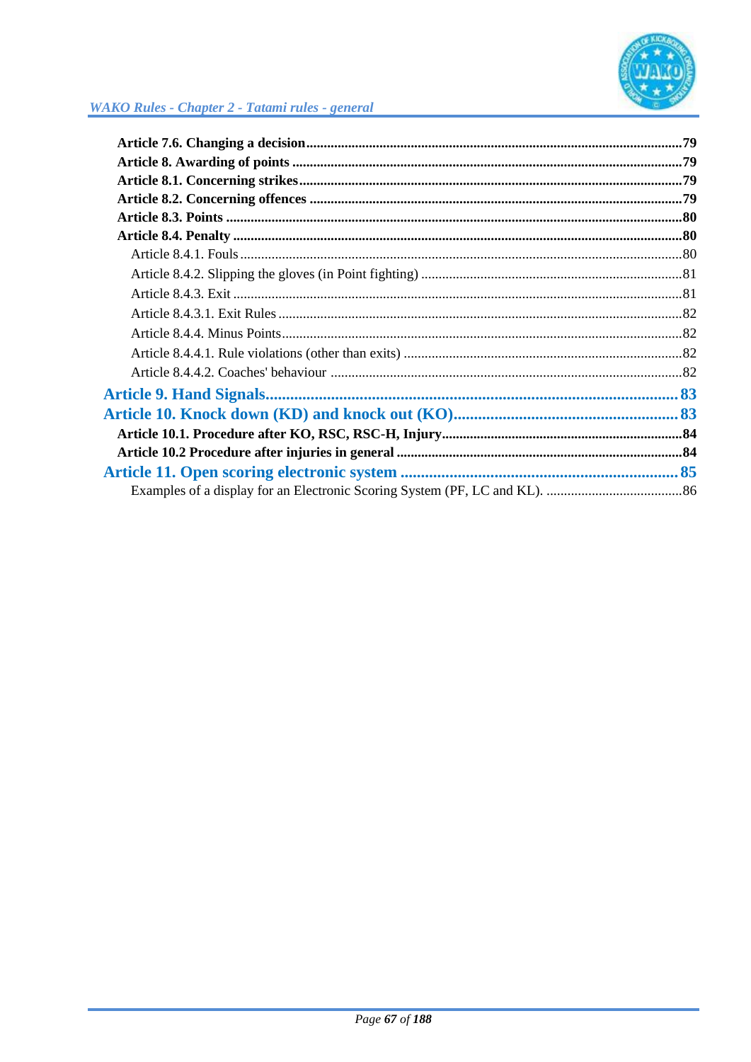**Article 7.6. Changing a decision** .......... 79

**Article 8. Awarding of points** .......... 79

**Article 8.1. Concerning strikes** .......... 79

**Article 8.2. Concerning offences** .......... 79

**Article 8.3. Points** .......... 80

**Article 8.4. Penalty** .......... 80

Article 8.4.1. Fouls .......... 80

Article 8.4.2. Slipping the gloves (in Point fighting) .......... 81

Article 8.4.3. Exit .......... 81

Article 8.4.3.1. Exit Rules .......... 82

Article 8.4.4. Minus Points .......... 82

Article 8.4.4.1. Rule violations (other than exits) .......... 82

Article 8.4.4.2. Coaches' behaviour .......... 82

**Article 9. Hand Signals** .......... 83

**Article 10. Knock down (KD) and knock out (KO)** .......... 83

**Article 10.1. Procedure after KO, RSC, RSC-H, Injury** .......... 84

**Article 10.2 Procedure after injuries in general** .......... 84

**Article 11. Open scoring electronic system** .......... 85

Examples of a display for an Electronic Scoring System (PF, LC and KL). .......... 86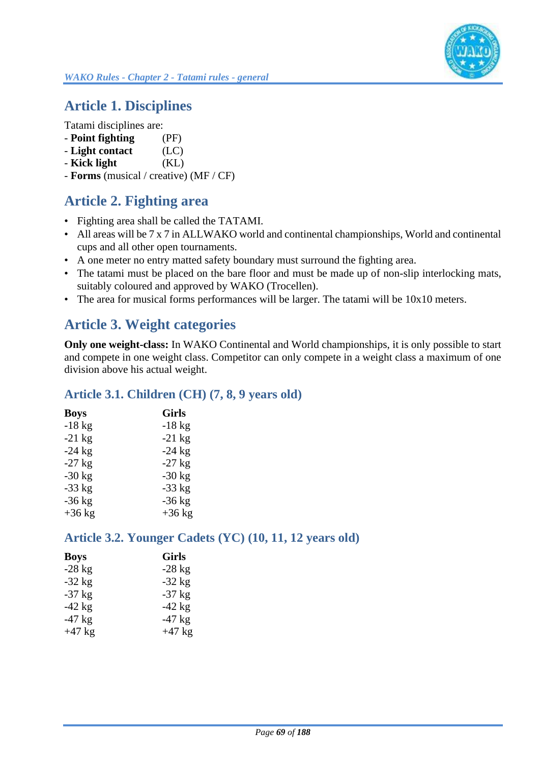## Article 1. Disciplines

Tatami disciplines are:

- **Point fighting** (PF)
- **Light contact** (LC)
- **Kick light** (KL)
- **Forms** (musical / creative) (MF / CF)

## Article 2. Fighting area

- Fighting area shall be called the TATAMI.
- All areas will be 7 x 7 in ALLWAKO world and continental championships, World and continental cups and all other open tournaments.
- A one meter no entry matted safety boundary must surround the fighting area.
- The tatami must be placed on the bare floor and must be made up of non-slip interlocking mats, suitably coloured and approved by WAKO (Trocellen).
- The area for musical forms performances will be larger. The tatami will be 10x10 meters.

## Article 3. Weight categories

**Only one weight-class:** In WAKO Continental and World championships, it is only possible to start and compete in one weight class. Competitor can only compete in a weight class a maximum of one division above his actual weight.

### Article 3.1. Children (CH) (7, 8, 9 years old)

| Boys | Girls |
|---|---|
| -18 kg | -18 kg |
| -21 kg | -21 kg |
| -24 kg | -24 kg |
| -27 kg | -27 kg |
| -30 kg | -30 kg |
| -33 kg | -33 kg |
| -36 kg | -36 kg |
| +36 kg | +36 kg |

### Article 3.2. Younger Cadets (YC) (10, 11, 12 years old)

| Boys | Girls |
|---|---|
| -28 kg | -28 kg |
| -32 kg | -32 kg |
| -37 kg | -37 kg |
| -42 kg | -42 kg |
| -47 kg | -47 kg |
| +47 kg | +47 kg |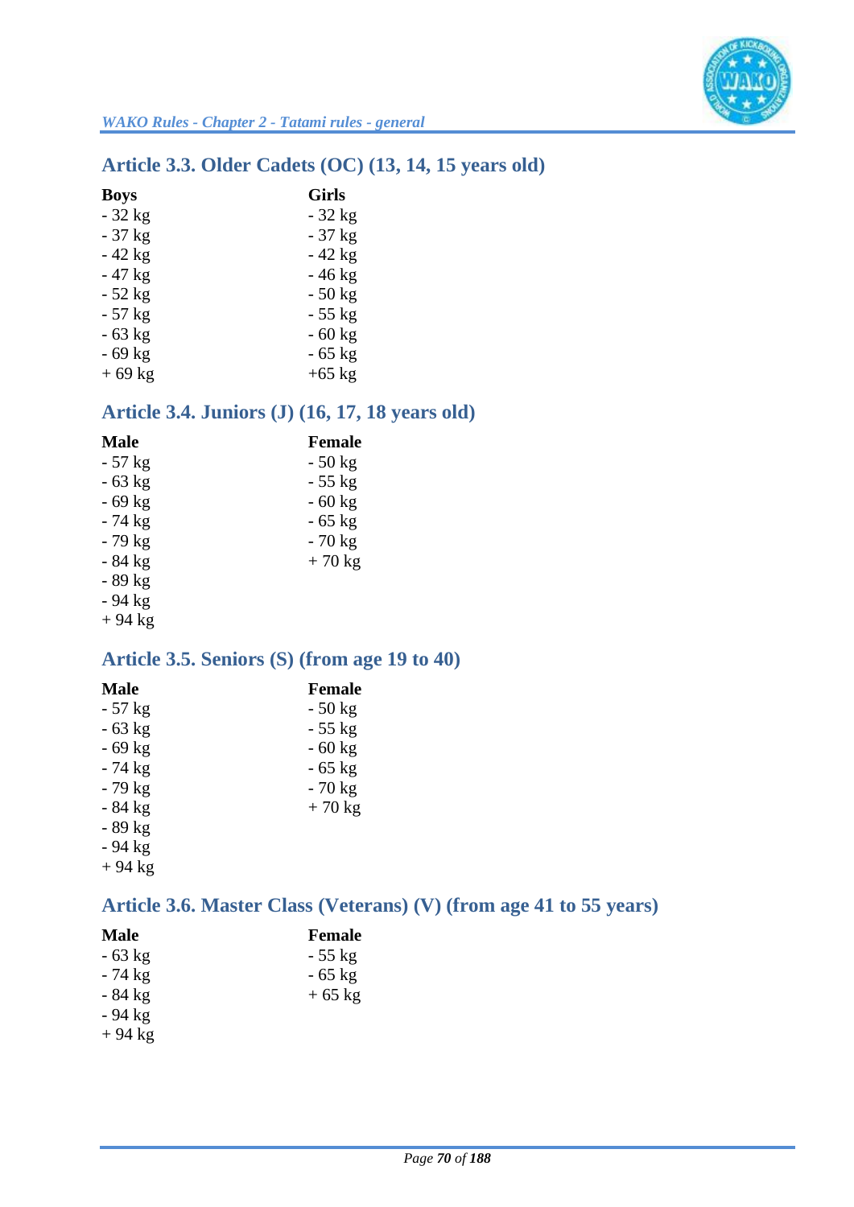## Article 3.3. Older Cadets (OC) (13, 14, 15 years old)

| Boys | Girls |
|---|---|
| - 32 kg | - 32 kg |
| - 37 kg | - 37 kg |
| - 42 kg | - 42 kg |
| - 47 kg | - 46 kg |
| - 52 kg | - 50 kg |
| - 57 kg | - 55 kg |
| - 63 kg | - 60 kg |
| - 69 kg | - 65 kg |
| + 69 kg | +65 kg |

## Article 3.4. Juniors (J) (16, 17, 18 years old)

| Male | Female |
|---|---|
| - 57 kg | - 50 kg |
| - 63 kg | - 55 kg |
| - 69 kg | - 60 kg |
| - 74 kg | - 65 kg |
| - 79 kg | - 70 kg |
| - 84 kg | + 70 kg |
| - 89 kg | |
| - 94 kg | |
| + 94 kg | |

## Article 3.5. Seniors (S) (from age 19 to 40)

| Male | Female |
|---|---|
| - 57 kg | - 50 kg |
| - 63 kg | - 55 kg |
| - 69 kg | - 60 kg |
| - 74 kg | - 65 kg |
| - 79 kg | - 70 kg |
| - 84 kg | + 70 kg |
| - 89 kg | |
| - 94 kg | |
| + 94 kg | |

## Article 3.6. Master Class (Veterans) (V) (from age 41 to 55 years)

| Male | Female |
|---|---|
| - 63 kg | - 55 kg |
| - 74 kg | - 65 kg |
| - 84 kg | + 65 kg |
| - 94 kg | |
| + 94 kg | |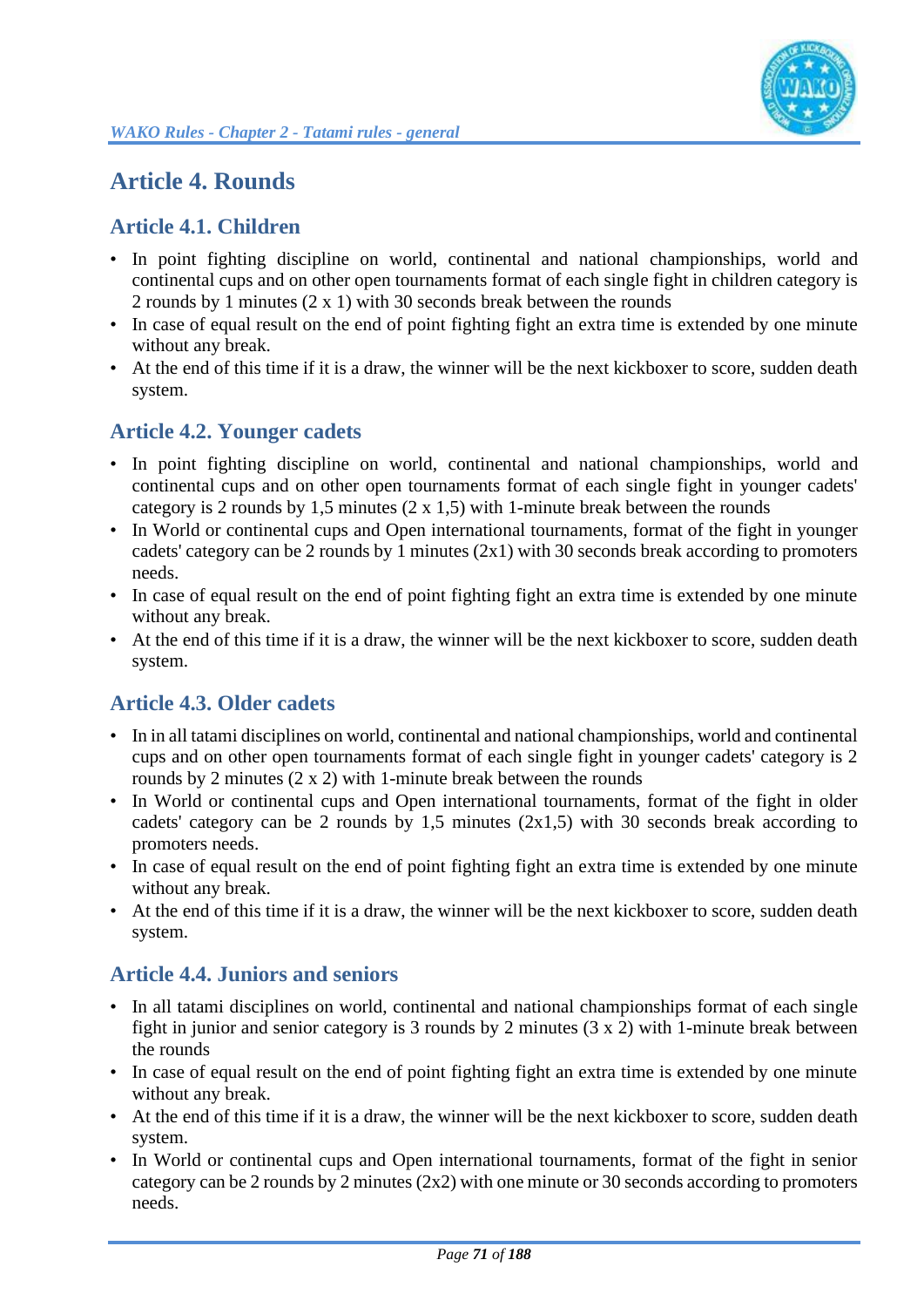# Article 4. Rounds

## Article 4.1. Children

- In point fighting discipline on world, continental and national championships, world and continental cups and on other open tournaments format of each single fight in children category is 2 rounds by 1 minutes (2 x 1) with 30 seconds break between the rounds
- In case of equal result on the end of point fighting fight an extra time is extended by one minute without any break.
- At the end of this time if it is a draw, the winner will be the next kickboxer to score, sudden death system.

## Article 4.2. Younger cadets

- In point fighting discipline on world, continental and national championships, world and continental cups and on other open tournaments format of each single fight in younger cadets' category is 2 rounds by 1,5 minutes (2 x 1,5) with 1-minute break between the rounds
- In World or continental cups and Open international tournaments, format of the fight in younger cadets' category can be 2 rounds by 1 minutes (2x1) with 30 seconds break according to promoters needs.
- In case of equal result on the end of point fighting fight an extra time is extended by one minute without any break.
- At the end of this time if it is a draw, the winner will be the next kickboxer to score, sudden death system.

## Article 4.3. Older cadets

- In in all tatami disciplines on world, continental and national championships, world and continental cups and on other open tournaments format of each single fight in younger cadets' category is 2 rounds by 2 minutes (2 x 2) with 1-minute break between the rounds
- In World or continental cups and Open international tournaments, format of the fight in older cadets' category can be 2 rounds by 1,5 minutes (2x1,5) with 30 seconds break according to promoters needs.
- In case of equal result on the end of point fighting fight an extra time is extended by one minute without any break.
- At the end of this time if it is a draw, the winner will be the next kickboxer to score, sudden death system.

## Article 4.4. Juniors and seniors

- In all tatami disciplines on world, continental and national championships format of each single fight in junior and senior category is 3 rounds by 2 minutes (3 x 2) with 1-minute break between the rounds
- In case of equal result on the end of point fighting fight an extra time is extended by one minute without any break.
- At the end of this time if it is a draw, the winner will be the next kickboxer to score, sudden death system.
- In World or continental cups and Open international tournaments, format of the fight in senior category can be 2 rounds by 2 minutes (2x2) with one minute or 30 seconds according to promoters needs.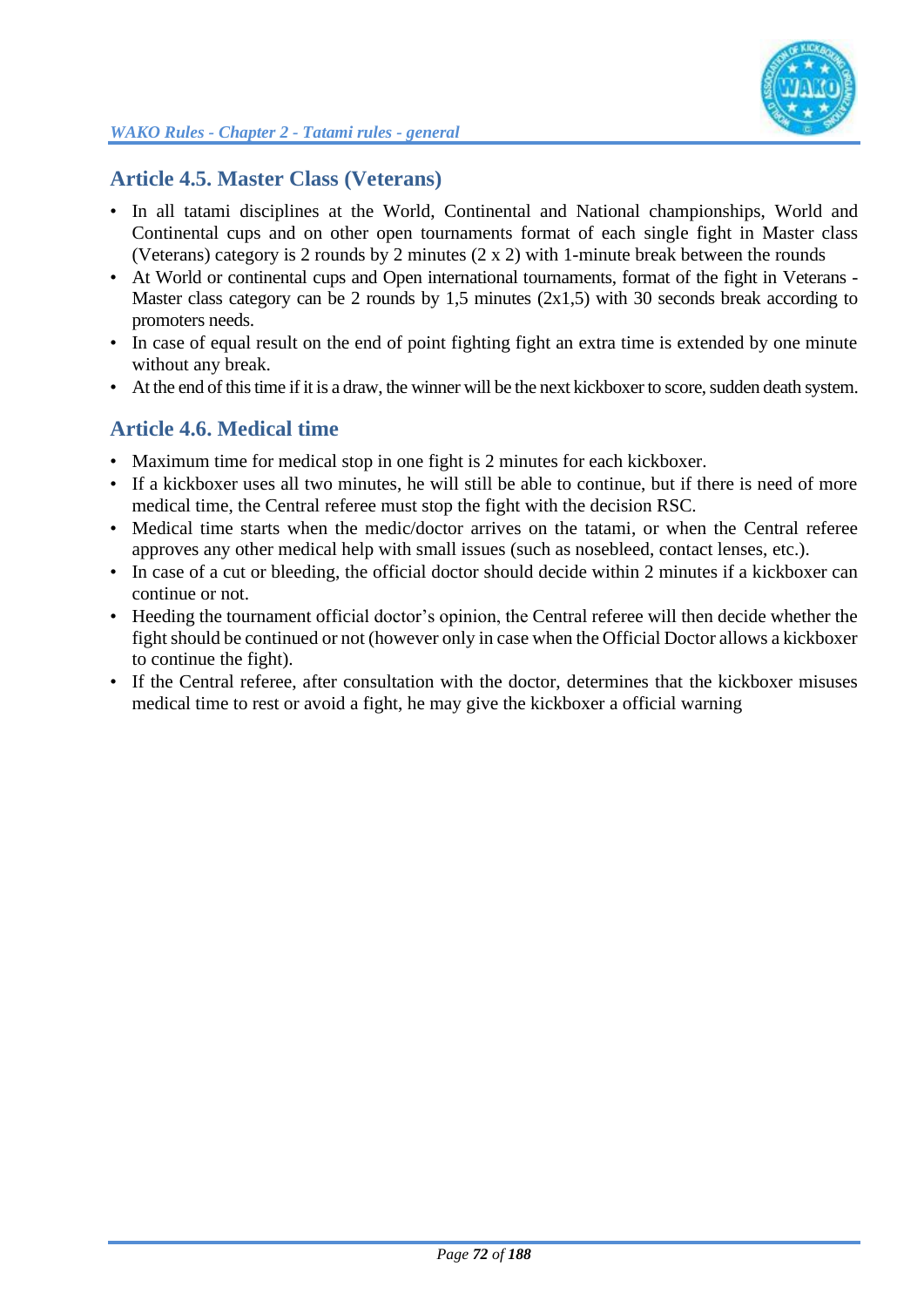## Article 4.5. Master Class (Veterans)

- In all tatami disciplines at the World, Continental and National championships, World and Continental cups and on other open tournaments format of each single fight in Master class (Veterans) category is 2 rounds by 2 minutes (2 x 2) with 1-minute break between the rounds
- At World or continental cups and Open international tournaments, format of the fight in Veterans - Master class category can be 2 rounds by 1,5 minutes (2x1,5) with 30 seconds break according to promoters needs.
- In case of equal result on the end of point fighting fight an extra time is extended by one minute without any break.
- At the end of this time if it is a draw, the winner will be the next kickboxer to score, sudden death system.

## Article 4.6. Medical time

- Maximum time for medical stop in one fight is 2 minutes for each kickboxer.
- If a kickboxer uses all two minutes, he will still be able to continue, but if there is need of more medical time, the Central referee must stop the fight with the decision RSC.
- Medical time starts when the medic/doctor arrives on the tatami, or when the Central referee approves any other medical help with small issues (such as nosebleed, contact lenses, etc.).
- In case of a cut or bleeding, the official doctor should decide within 2 minutes if a kickboxer can continue or not.
- Heeding the tournament official doctor's opinion, the Central referee will then decide whether the fight should be continued or not (however only in case when the Official Doctor allows a kickboxer to continue the fight).
- If the Central referee, after consultation with the doctor, determines that the kickboxer misuses medical time to rest or avoid a fight, he may give the kickboxer a official warning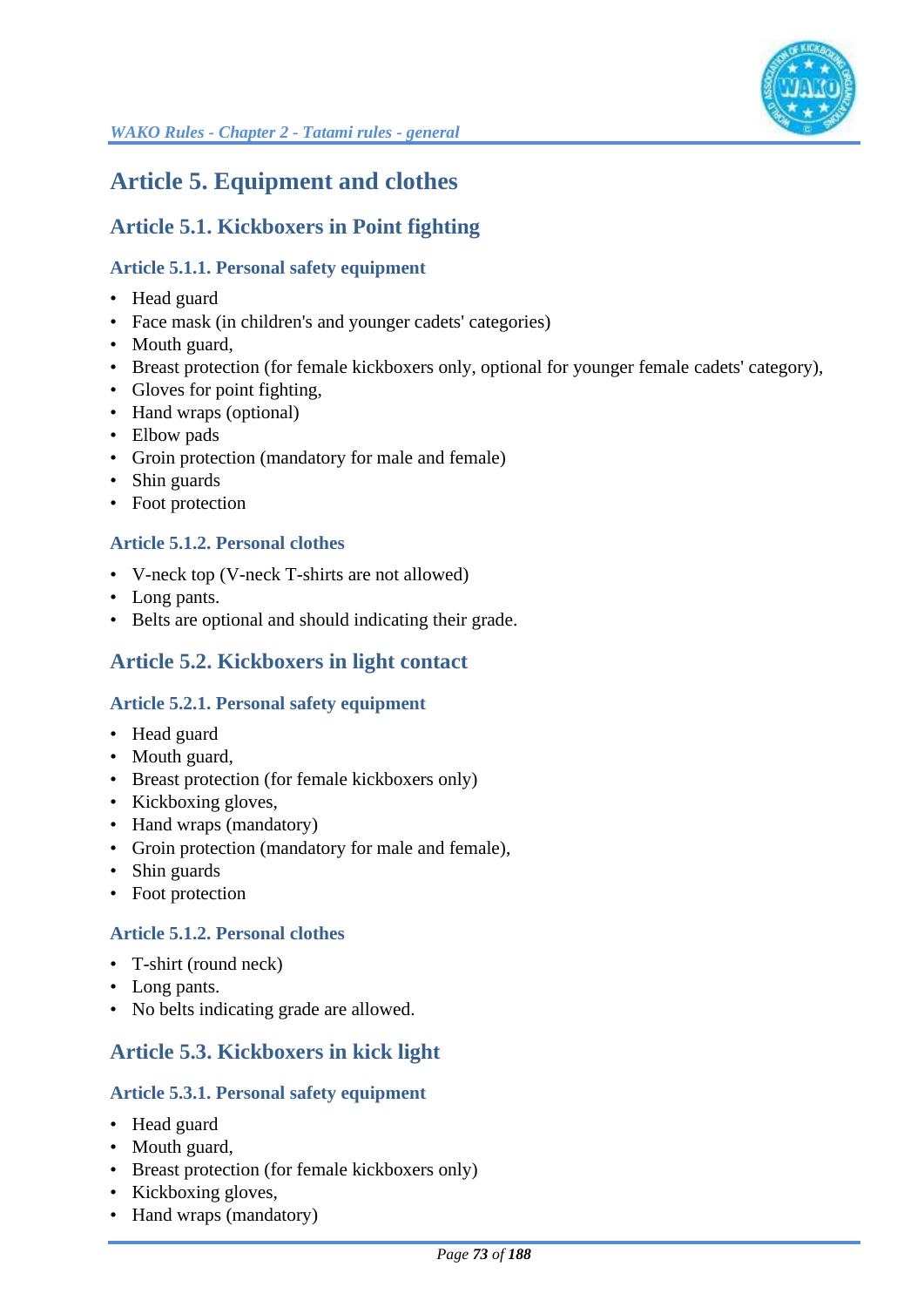# Article 5. Equipment and clothes

## Article 5.1. Kickboxers in Point fighting

### Article 5.1.1. Personal safety equipment

- Head guard
- Face mask (in children's and younger cadets' categories)
- Mouth guard,
- Breast protection (for female kickboxers only, optional for younger female cadets' category),
- Gloves for point fighting,
- Hand wraps (optional)
- Elbow pads
- Groin protection (mandatory for male and female)
- Shin guards
- Foot protection

### Article 5.1.2. Personal clothes

- V-neck top (V-neck T-shirts are not allowed)
- Long pants.
- Belts are optional and should indicating their grade.

## Article 5.2. Kickboxers in light contact

### Article 5.2.1. Personal safety equipment

- Head guard
- Mouth guard,
- Breast protection (for female kickboxers only)
- Kickboxing gloves,
- Hand wraps (mandatory)
- Groin protection (mandatory for male and female),
- Shin guards
- Foot protection

### Article 5.1.2. Personal clothes

- T-shirt (round neck)
- Long pants.
- No belts indicating grade are allowed.

## Article 5.3. Kickboxers in kick light

### Article 5.3.1. Personal safety equipment

- Head guard
- Mouth guard,
- Breast protection (for female kickboxers only)
- Kickboxing gloves,
- Hand wraps (mandatory)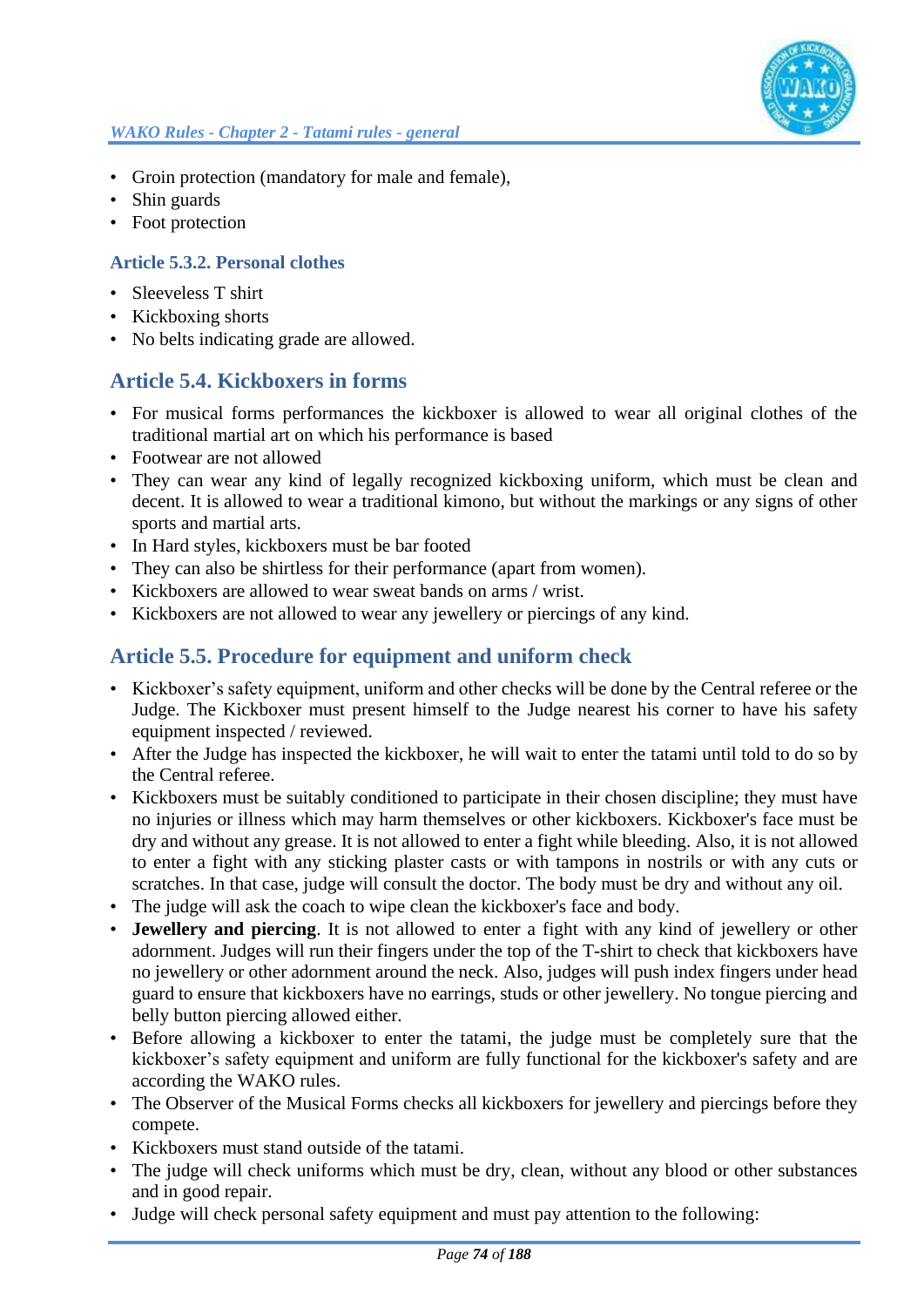- Groin protection (mandatory for male and female),
- Shin guards
- Foot protection

### Article 5.3.2. Personal clothes

- Sleeveless T shirt
- Kickboxing shorts
- No belts indicating grade are allowed.

## Article 5.4. Kickboxers in forms

- For musical forms performances the kickboxer is allowed to wear all original clothes of the traditional martial art on which his performance is based
- Footwear are not allowed
- They can wear any kind of legally recognized kickboxing uniform, which must be clean and decent. It is allowed to wear a traditional kimono, but without the markings or any signs of other sports and martial arts.
- In Hard styles, kickboxers must be bar footed
- They can also be shirtless for their performance (apart from women).
- Kickboxers are allowed to wear sweat bands on arms / wrist.
- Kickboxers are not allowed to wear any jewellery or piercings of any kind.

## Article 5.5. Procedure for equipment and uniform check

- Kickboxer's safety equipment, uniform and other checks will be done by the Central referee or the Judge. The Kickboxer must present himself to the Judge nearest his corner to have his safety equipment inspected / reviewed.
- After the Judge has inspected the kickboxer, he will wait to enter the tatami until told to do so by the Central referee.
- Kickboxers must be suitably conditioned to participate in their chosen discipline; they must have no injuries or illness which may harm themselves or other kickboxers. Kickboxer's face must be dry and without any grease. It is not allowed to enter a fight while bleeding. Also, it is not allowed to enter a fight with any sticking plaster casts or with tampons in nostrils or with any cuts or scratches. In that case, judge will consult the doctor. The body must be dry and without any oil.
- The judge will ask the coach to wipe clean the kickboxer's face and body.
- **Jewellery and piercing**. It is not allowed to enter a fight with any kind of jewellery or other adornment. Judges will run their fingers under the top of the T-shirt to check that kickboxers have no jewellery or other adornment around the neck. Also, judges will push index fingers under head guard to ensure that kickboxers have no earrings, studs or other jewellery. No tongue piercing and belly button piercing allowed either.
- Before allowing a kickboxer to enter the tatami, the judge must be completely sure that the kickboxer's safety equipment and uniform are fully functional for the kickboxer's safety and are according the WAKO rules.
- The Observer of the Musical Forms checks all kickboxers for jewellery and piercings before they compete.
- Kickboxers must stand outside of the tatami.
- The judge will check uniforms which must be dry, clean, without any blood or other substances and in good repair.
- Judge will check personal safety equipment and must pay attention to the following: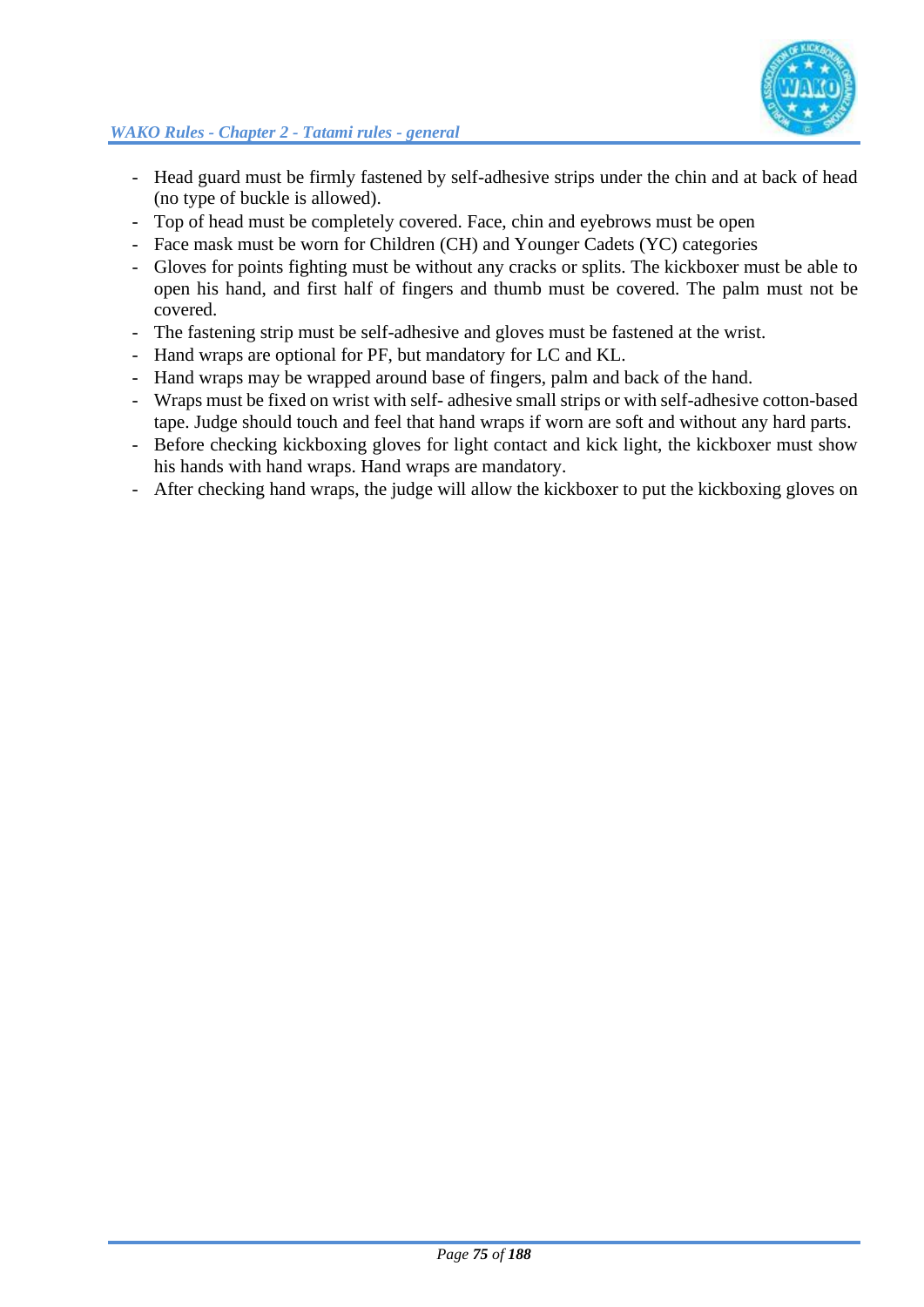- Head guard must be firmly fastened by self-adhesive strips under the chin and at back of head (no type of buckle is allowed).
- Top of head must be completely covered. Face, chin and eyebrows must be open
- Face mask must be worn for Children (CH) and Younger Cadets (YC) categories
- Gloves for points fighting must be without any cracks or splits. The kickboxer must be able to open his hand, and first half of fingers and thumb must be covered. The palm must not be covered.
- The fastening strip must be self-adhesive and gloves must be fastened at the wrist.
- Hand wraps are optional for PF, but mandatory for LC and KL.
- Hand wraps may be wrapped around base of fingers, palm and back of the hand.
- Wraps must be fixed on wrist with self- adhesive small strips or with self-adhesive cotton-based tape. Judge should touch and feel that hand wraps if worn are soft and without any hard parts.
- Before checking kickboxing gloves for light contact and kick light, the kickboxer must show his hands with hand wraps. Hand wraps are mandatory.
- After checking hand wraps, the judge will allow the kickboxer to put the kickboxing gloves on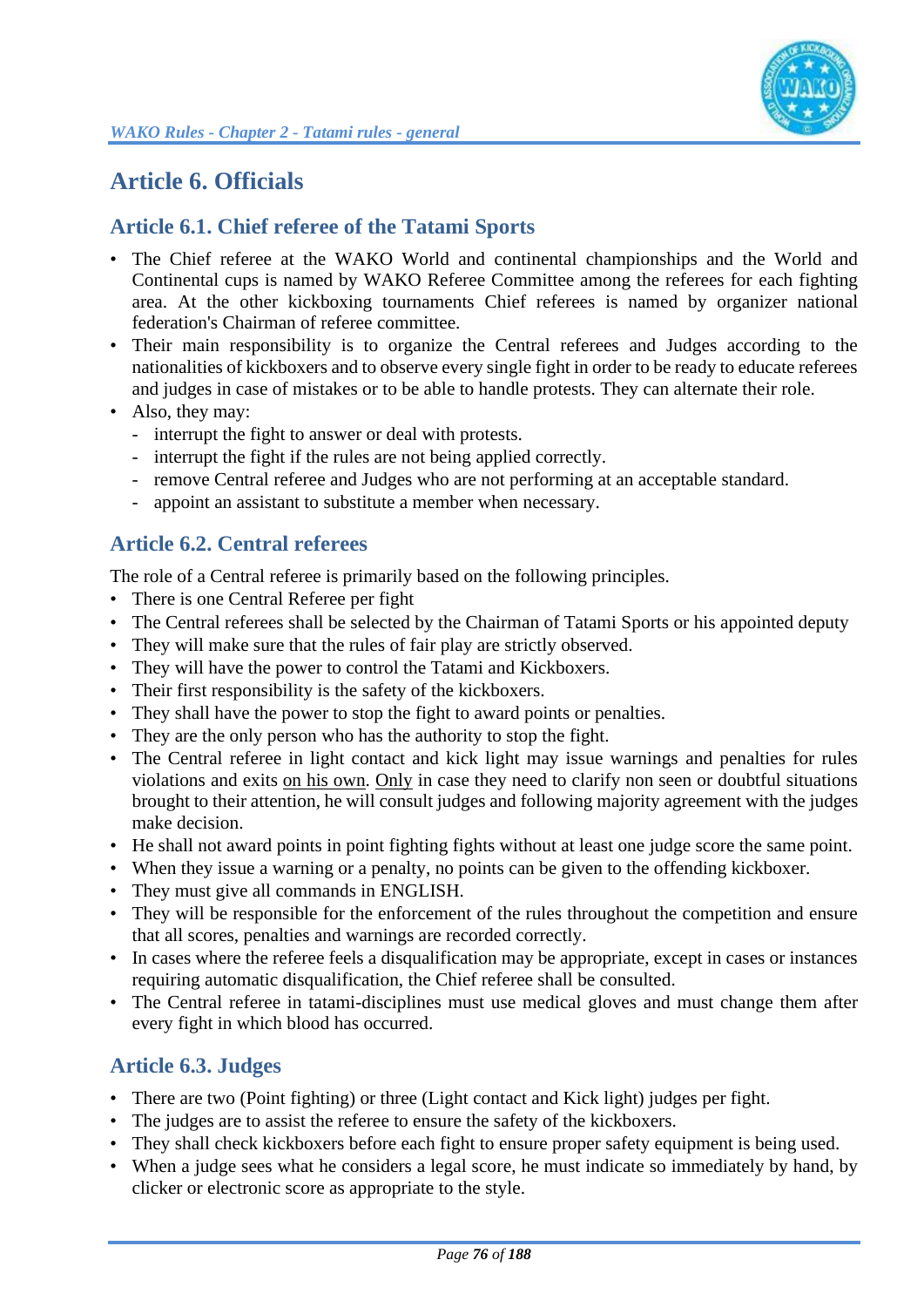# Article 6. Officials

## Article 6.1. Chief referee of the Tatami Sports

- The Chief referee at the WAKO World and continental championships and the World and Continental cups is named by WAKO Referee Committee among the referees for each fighting area. At the other kickboxing tournaments Chief referees is named by organizer national federation's Chairman of referee committee.
- Their main responsibility is to organize the Central referees and Judges according to the nationalities of kickboxers and to observe every single fight in order to be ready to educate referees and judges in case of mistakes or to be able to handle protests. They can alternate their role.
- Also, they may:
  - interrupt the fight to answer or deal with protests.
  - interrupt the fight if the rules are not being applied correctly.
  - remove Central referee and Judges who are not performing at an acceptable standard.
  - appoint an assistant to substitute a member when necessary.

## Article 6.2. Central referees

The role of a Central referee is primarily based on the following principles.

- There is one Central Referee per fight
- The Central referees shall be selected by the Chairman of Tatami Sports or his appointed deputy
- They will make sure that the rules of fair play are strictly observed.
- They will have the power to control the Tatami and Kickboxers.
- Their first responsibility is the safety of the kickboxers.
- They shall have the power to stop the fight to award points or penalties.
- They are the only person who has the authority to stop the fight.
- The Central referee in light contact and kick light may issue warnings and penalties for rules violations and exits <u>on his own</u>. <u>Only</u> in case they need to clarify non seen or doubtful situations brought to their attention, he will consult judges and following majority agreement with the judges make decision.
- He shall not award points in point fighting fights without at least one judge score the same point.
- When they issue a warning or a penalty, no points can be given to the offending kickboxer.
- They must give all commands in ENGLISH.
- They will be responsible for the enforcement of the rules throughout the competition and ensure that all scores, penalties and warnings are recorded correctly.
- In cases where the referee feels a disqualification may be appropriate, except in cases or instances requiring automatic disqualification, the Chief referee shall be consulted.
- The Central referee in tatami-disciplines must use medical gloves and must change them after every fight in which blood has occurred.

## Article 6.3. Judges

- There are two (Point fighting) or three (Light contact and Kick light) judges per fight.
- The judges are to assist the referee to ensure the safety of the kickboxers.
- They shall check kickboxers before each fight to ensure proper safety equipment is being used.
- When a judge sees what he considers a legal score, he must indicate so immediately by hand, by clicker or electronic score as appropriate to the style.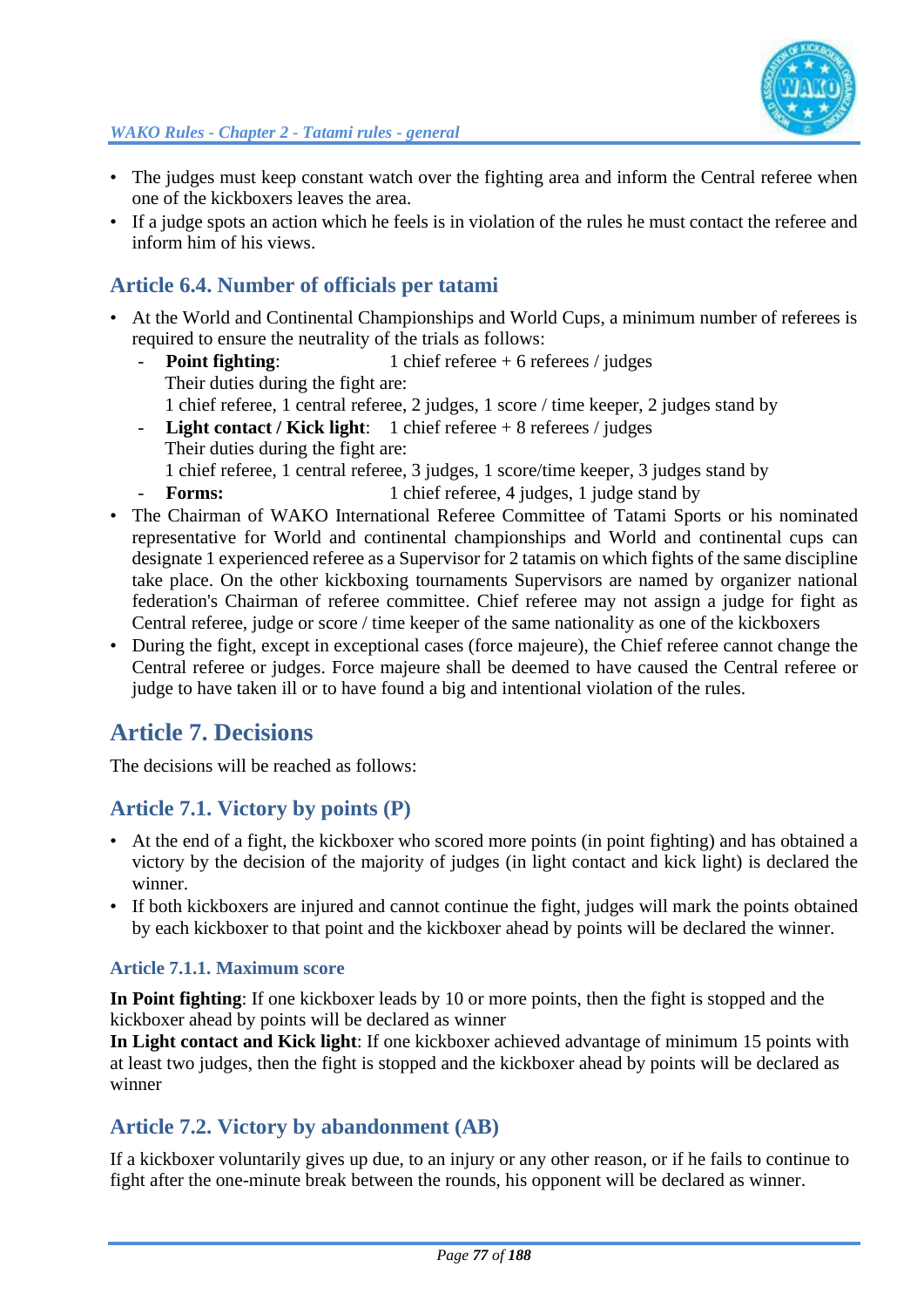- The judges must keep constant watch over the fighting area and inform the Central referee when one of the kickboxers leaves the area.
- If a judge spots an action which he feels is in violation of the rules he must contact the referee and inform him of his views.

## Article 6.4. Number of officials per tatami

- At the World and Continental Championships and World Cups, a minimum number of referees is required to ensure the neutrality of the trials as follows:
  - **Point fighting**: 1 chief referee + 6 referees / judges
    Their duties during the fight are:
    1 chief referee, 1 central referee, 2 judges, 1 score / time keeper, 2 judges stand by
  - **Light contact / Kick light**: 1 chief referee + 8 referees / judges
    Their duties during the fight are:
    1 chief referee, 1 central referee, 3 judges, 1 score/time keeper, 3 judges stand by
  - **Forms:** 1 chief referee, 4 judges, 1 judge stand by
- The Chairman of WAKO International Referee Committee of Tatami Sports or his nominated representative for World and continental championships and World and continental cups can designate 1 experienced referee as a Supervisor for 2 tatamis on which fights of the same discipline take place. On the other kickboxing tournaments Supervisors are named by organizer national federation's Chairman of referee committee. Chief referee may not assign a judge for fight as Central referee, judge or score / time keeper of the same nationality as one of the kickboxers
- During the fight, except in exceptional cases (force majeure), the Chief referee cannot change the Central referee or judges. Force majeure shall be deemed to have caused the Central referee or judge to have taken ill or to have found a big and intentional violation of the rules.

# Article 7. Decisions

The decisions will be reached as follows:

## Article 7.1. Victory by points (P)

- At the end of a fight, the kickboxer who scored more points (in point fighting) and has obtained a victory by the decision of the majority of judges (in light contact and kick light) is declared the winner.
- If both kickboxers are injured and cannot continue the fight, judges will mark the points obtained by each kickboxer to that point and the kickboxer ahead by points will be declared the winner.

### Article 7.1.1. Maximum score

**In Point fighting**: If one kickboxer leads by 10 or more points, then the fight is stopped and the kickboxer ahead by points will be declared as winner
**In Light contact and Kick light**: If one kickboxer achieved advantage of minimum 15 points with at least two judges, then the fight is stopped and the kickboxer ahead by points will be declared as winner

## Article 7.2. Victory by abandonment (AB)

If a kickboxer voluntarily gives up due, to an injury or any other reason, or if he fails to continue to fight after the one-minute break between the rounds, his opponent will be declared as winner.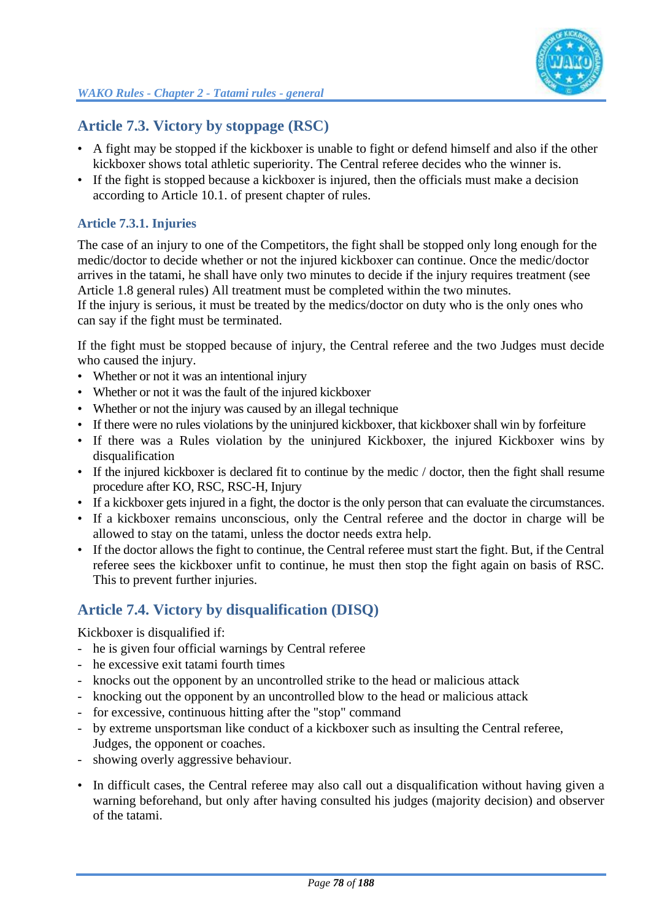## Article 7.3. Victory by stoppage (RSC)

- A fight may be stopped if the kickboxer is unable to fight or defend himself and also if the other kickboxer shows total athletic superiority. The Central referee decides who the winner is.
- If the fight is stopped because a kickboxer is injured, then the officials must make a decision according to Article 10.1. of present chapter of rules.

### Article 7.3.1. Injuries

The case of an injury to one of the Competitors, the fight shall be stopped only long enough for the medic/doctor to decide whether or not the injured kickboxer can continue. Once the medic/doctor arrives in the tatami, he shall have only two minutes to decide if the injury requires treatment (see Article 1.8 general rules) All treatment must be completed within the two minutes.
If the injury is serious, it must be treated by the medics/doctor on duty who is the only ones who can say if the fight must be terminated.

If the fight must be stopped because of injury, the Central referee and the two Judges must decide who caused the injury.

- Whether or not it was an intentional injury
- Whether or not it was the fault of the injured kickboxer
- Whether or not the injury was caused by an illegal technique
- If there were no rules violations by the uninjured kickboxer, that kickboxer shall win by forfeiture
- If there was a Rules violation by the uninjured Kickboxer, the injured Kickboxer wins by disqualification
- If the injured kickboxer is declared fit to continue by the medic / doctor, then the fight shall resume procedure after KO, RSC, RSC-H, Injury
- If a kickboxer gets injured in a fight, the doctor is the only person that can evaluate the circumstances.
- If a kickboxer remains unconscious, only the Central referee and the doctor in charge will be allowed to stay on the tatami, unless the doctor needs extra help.
- If the doctor allows the fight to continue, the Central referee must start the fight. But, if the Central referee sees the kickboxer unfit to continue, he must then stop the fight again on basis of RSC. This to prevent further injuries.

## Article 7.4. Victory by disqualification (DISQ)

Kickboxer is disqualified if:

- he is given four official warnings by Central referee
- he excessive exit tatami fourth times
- knocks out the opponent by an uncontrolled strike to the head or malicious attack
- knocking out the opponent by an uncontrolled blow to the head or malicious attack
- for excessive, continuous hitting after the "stop" command
- by extreme unsportsman like conduct of a kickboxer such as insulting the Central referee, Judges, the opponent or coaches.
- showing overly aggressive behaviour.

- In difficult cases, the Central referee may also call out a disqualification without having given a warning beforehand, but only after having consulted his judges (majority decision) and observer of the tatami.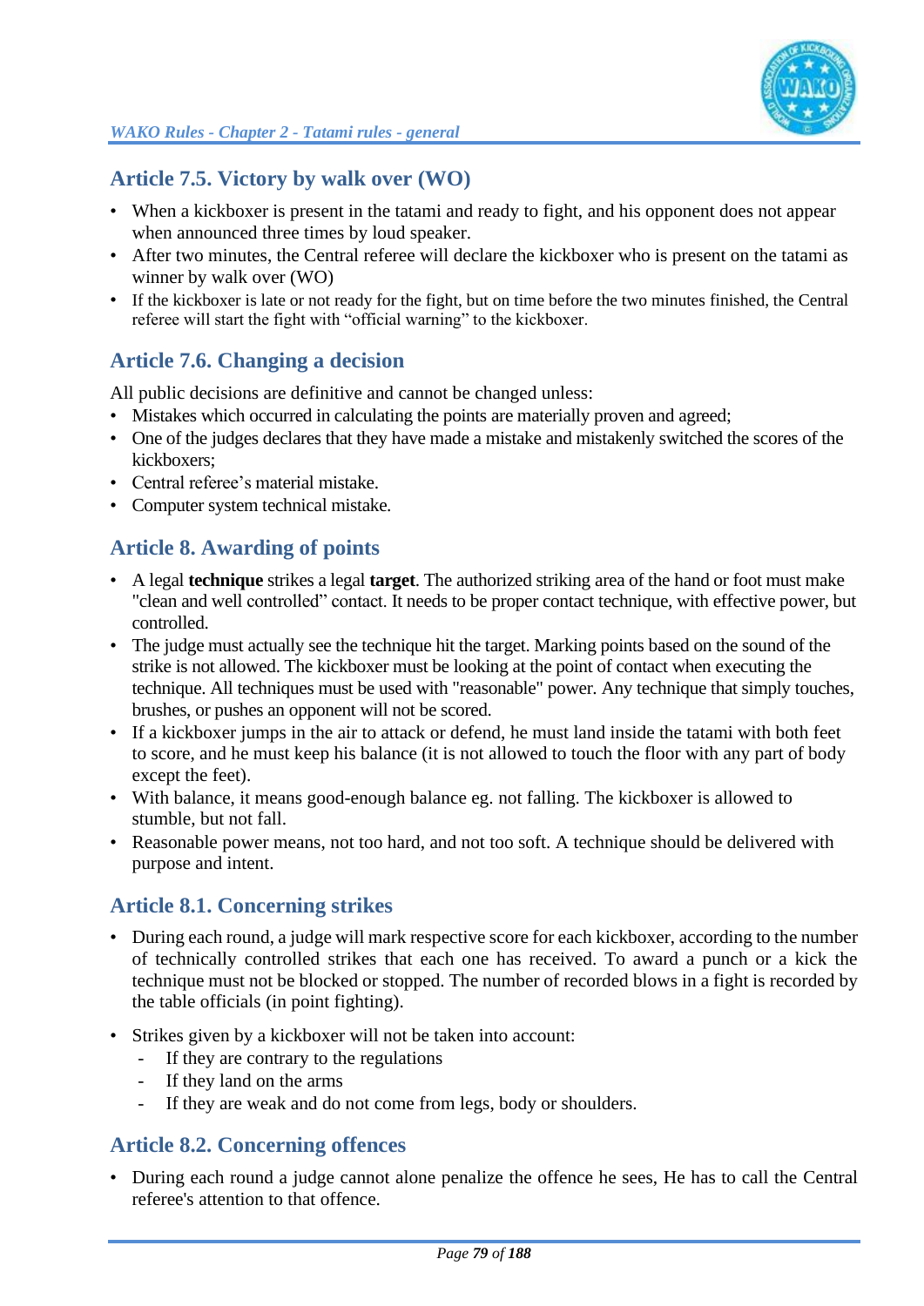## Article 7.5. Victory by walk over (WO)

- When a kickboxer is present in the tatami and ready to fight, and his opponent does not appear when announced three times by loud speaker.
- After two minutes, the Central referee will declare the kickboxer who is present on the tatami as winner by walk over (WO)
- If the kickboxer is late or not ready for the fight, but on time before the two minutes finished, the Central referee will start the fight with "official warning" to the kickboxer.

## Article 7.6. Changing a decision

All public decisions are definitive and cannot be changed unless:

- Mistakes which occurred in calculating the points are materially proven and agreed;
- One of the judges declares that they have made a mistake and mistakenly switched the scores of the kickboxers;
- Central referee's material mistake.
- Computer system technical mistake.

## Article 8. Awarding of points

- A legal **technique** strikes a legal **target**. The authorized striking area of the hand or foot must make "clean and well controlled" contact. It needs to be proper contact technique, with effective power, but controlled.
- The judge must actually see the technique hit the target. Marking points based on the sound of the strike is not allowed. The kickboxer must be looking at the point of contact when executing the technique. All techniques must be used with "reasonable" power. Any technique that simply touches, brushes, or pushes an opponent will not be scored.
- If a kickboxer jumps in the air to attack or defend, he must land inside the tatami with both feet to score, and he must keep his balance (it is not allowed to touch the floor with any part of body except the feet).
- With balance, it means good-enough balance eg. not falling. The kickboxer is allowed to stumble, but not fall.
- Reasonable power means, not too hard, and not too soft. A technique should be delivered with purpose and intent.

## Article 8.1. Concerning strikes

- During each round, a judge will mark respective score for each kickboxer, according to the number of technically controlled strikes that each one has received. To award a punch or a kick the technique must not be blocked or stopped. The number of recorded blows in a fight is recorded by the table officials (in point fighting).
- Strikes given by a kickboxer will not be taken into account:
  - If they are contrary to the regulations
  - If they land on the arms
  - If they are weak and do not come from legs, body or shoulders.

## Article 8.2. Concerning offences

- During each round a judge cannot alone penalize the offence he sees, He has to call the Central referee's attention to that offence.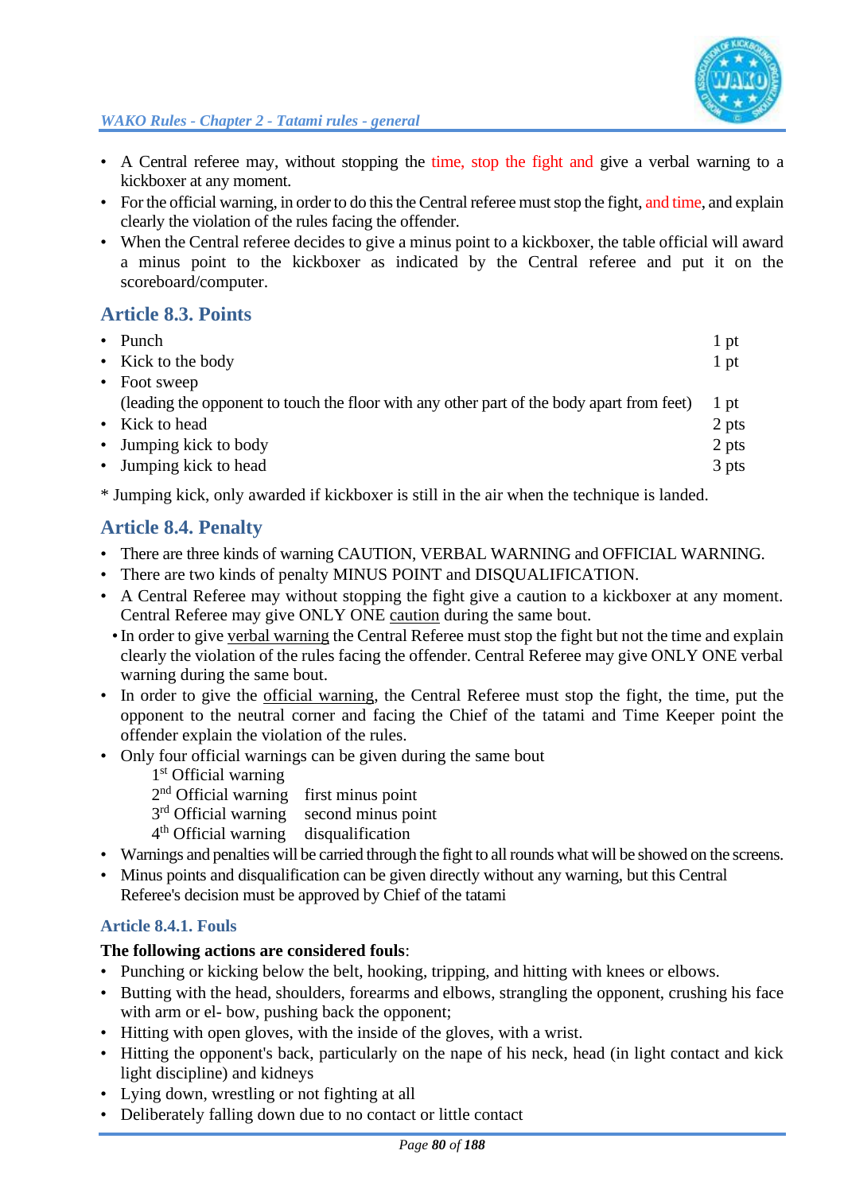- A Central referee may, without stopping the time, stop the fight and give a verbal warning to a kickboxer at any moment.
- For the official warning, in order to do this the Central referee must stop the fight, and time, and explain clearly the violation of the rules facing the offender.
- When the Central referee decides to give a minus point to a kickboxer, the table official will award a minus point to the kickboxer as indicated by the Central referee and put it on the scoreboard/computer.

## Article 8.3. Points

| | |
|---|---|
| • Punch | 1 pt |
| • Kick to the body | 1 pt |
| • Foot sweep (leading the opponent to touch the floor with any other part of the body apart from feet) | 1 pt |
| • Kick to head | 2 pts |
| • Jumping kick to body | 2 pts |
| • Jumping kick to head | 3 pts |

* Jumping kick, only awarded if kickboxer is still in the air when the technique is landed.

## Article 8.4. Penalty

- There are three kinds of warning CAUTION, VERBAL WARNING and OFFICIAL WARNING.
- There are two kinds of penalty MINUS POINT and DISQUALIFICATION.
- A Central Referee may without stopping the fight give a caution to a kickboxer at any moment. Central Referee may give ONLY ONE caution during the same bout.
- In order to give verbal warning the Central Referee must stop the fight but not the time and explain clearly the violation of the rules facing the offender. Central Referee may give ONLY ONE verbal warning during the same bout.
- In order to give the official warning, the Central Referee must stop the fight, the time, put the opponent to the neutral corner and facing the Chief of the tatami and Time Keeper point the offender explain the violation of the rules.
- Only four official warnings can be given during the same bout
  - 1st Official warning
  - 2nd Official warning first minus point
  - 3rd Official warning second minus point
  - 4th Official warning disqualification
- Warnings and penalties will be carried through the fight to all rounds what will be showed on the screens.
- Minus points and disqualification can be given directly without any warning, but this Central Referee's decision must be approved by Chief of the tatami

### Article 8.4.1. Fouls

**The following actions are considered fouls**:

- Punching or kicking below the belt, hooking, tripping, and hitting with knees or elbows.
- Butting with the head, shoulders, forearms and elbows, strangling the opponent, crushing his face with arm or el- bow, pushing back the opponent;
- Hitting with open gloves, with the inside of the gloves, with a wrist.
- Hitting the opponent's back, particularly on the nape of his neck, head (in light contact and kick light discipline) and kidneys
- Lying down, wrestling or not fighting at all
- Deliberately falling down due to no contact or little contact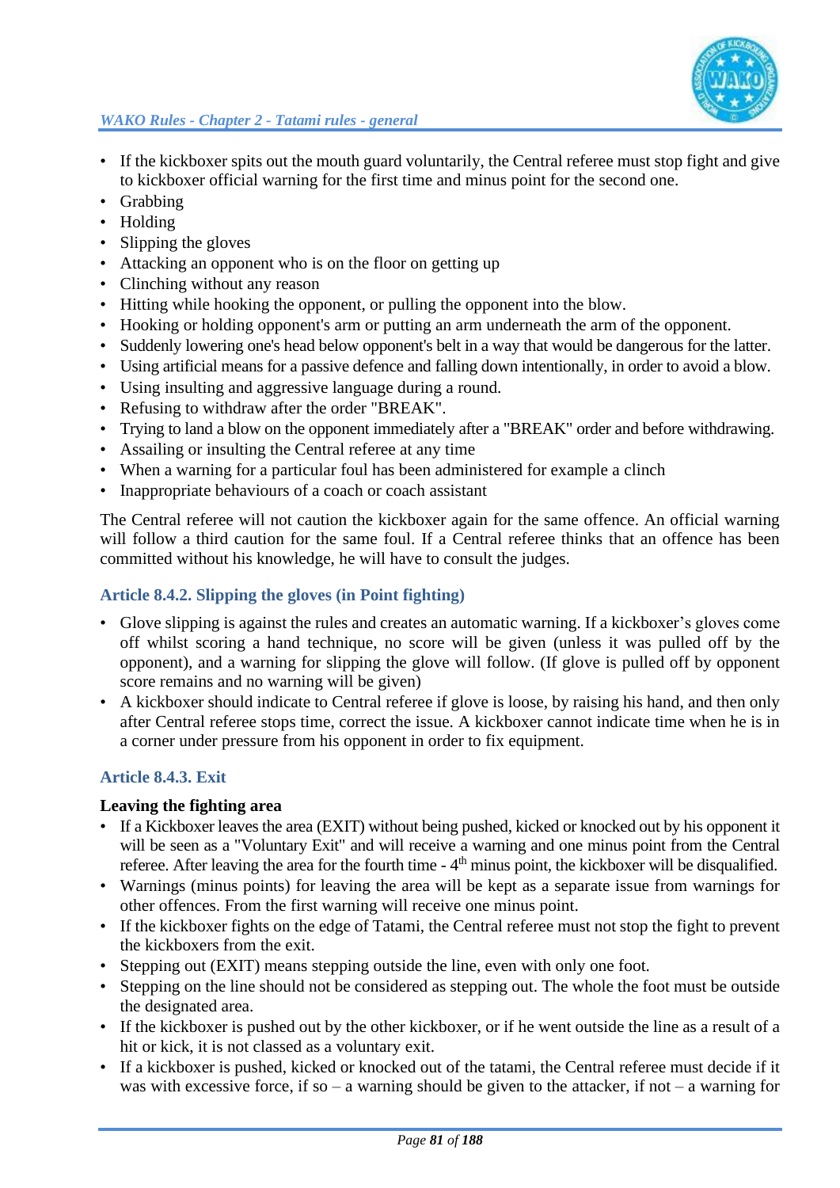- If the kickboxer spits out the mouth guard voluntarily, the Central referee must stop fight and give to kickboxer official warning for the first time and minus point for the second one.
- Grabbing
- Holding
- Slipping the gloves
- Attacking an opponent who is on the floor on getting up
- Clinching without any reason
- Hitting while hooking the opponent, or pulling the opponent into the blow.
- Hooking or holding opponent's arm or putting an arm underneath the arm of the opponent.
- Suddenly lowering one's head below opponent's belt in a way that would be dangerous for the latter.
- Using artificial means for a passive defence and falling down intentionally, in order to avoid a blow.
- Using insulting and aggressive language during a round.
- Refusing to withdraw after the order "BREAK".
- Trying to land a blow on the opponent immediately after a "BREAK" order and before withdrawing.
- Assailing or insulting the Central referee at any time
- When a warning for a particular foul has been administered for example a clinch
- Inappropriate behaviours of a coach or coach assistant

The Central referee will not caution the kickboxer again for the same offence. An official warning will follow a third caution for the same foul. If a Central referee thinks that an offence has been committed without his knowledge, he will have to consult the judges.

### Article 8.4.2. Slipping the gloves (in Point fighting)

- Glove slipping is against the rules and creates an automatic warning. If a kickboxer's gloves come off whilst scoring a hand technique, no score will be given (unless it was pulled off by the opponent), and a warning for slipping the glove will follow. (If glove is pulled off by opponent score remains and no warning will be given)
- A kickboxer should indicate to Central referee if glove is loose, by raising his hand, and then only after Central referee stops time, correct the issue. A kickboxer cannot indicate time when he is in a corner under pressure from his opponent in order to fix equipment.

### Article 8.4.3. Exit

**Leaving the fighting area**

- If a Kickboxer leaves the area (EXIT) without being pushed, kicked or knocked out by his opponent it will be seen as a "Voluntary Exit" and will receive a warning and one minus point from the Central referee. After leaving the area for the fourth time - 4th minus point, the kickboxer will be disqualified.
- Warnings (minus points) for leaving the area will be kept as a separate issue from warnings for other offences. From the first warning will receive one minus point.
- If the kickboxer fights on the edge of Tatami, the Central referee must not stop the fight to prevent the kickboxers from the exit.
- Stepping out (EXIT) means stepping outside the line, even with only one foot.
- Stepping on the line should not be considered as stepping out. The whole the foot must be outside the designated area.
- If the kickboxer is pushed out by the other kickboxer, or if he went outside the line as a result of a hit or kick, it is not classed as a voluntary exit.
- If a kickboxer is pushed, kicked or knocked out of the tatami, the Central referee must decide if it was with excessive force, if so – a warning should be given to the attacker, if not – a warning for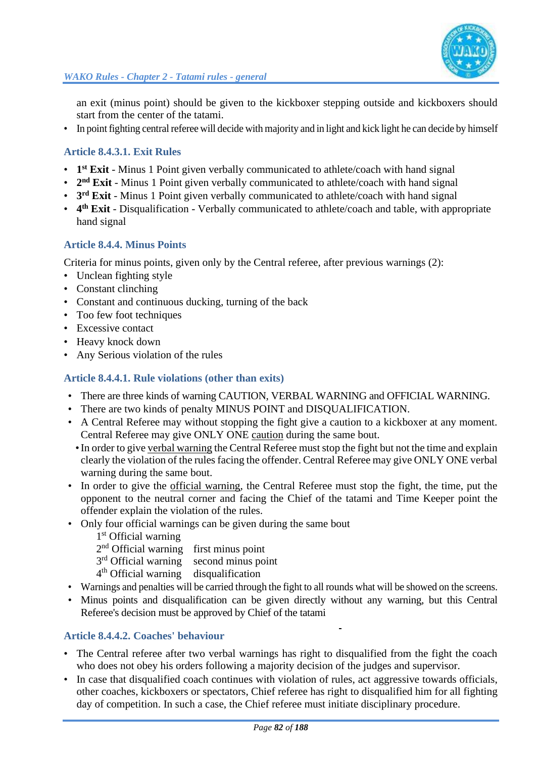an exit (minus point) should be given to the kickboxer stepping outside and kickboxers should start from the center of the tatami.

- In point fighting central referee will decide with majority and in light and kick light he can decide by himself

### Article 8.4.3.1. Exit Rules

- **1st Exit** - Minus 1 Point given verbally communicated to athlete/coach with hand signal
- **2nd Exit** - Minus 1 Point given verbally communicated to athlete/coach with hand signal
- **3rd Exit** - Minus 1 Point given verbally communicated to athlete/coach with hand signal
- **4th Exit** - Disqualification - Verbally communicated to athlete/coach and table, with appropriate hand signal

### Article 8.4.4. Minus Points

Criteria for minus points, given only by the Central referee, after previous warnings (2):

- Unclean fighting style
- Constant clinching
- Constant and continuous ducking, turning of the back
- Too few foot techniques
- Excessive contact
- Heavy knock down
- Any Serious violation of the rules

### Article 8.4.4.1. Rule violations (other than exits)

- There are three kinds of warning CAUTION, VERBAL WARNING and OFFICIAL WARNING.
- There are two kinds of penalty MINUS POINT and DISQUALIFICATION.
- A Central Referee may without stopping the fight give a caution to a kickboxer at any moment. Central Referee may give ONLY ONE caution during the same bout.
- In order to give verbal warning the Central Referee must stop the fight but not the time and explain clearly the violation of the rules facing the offender. Central Referee may give ONLY ONE verbal warning during the same bout.
- In order to give the official warning, the Central Referee must stop the fight, the time, put the opponent to the neutral corner and facing the Chief of the tatami and Time Keeper point the offender explain the violation of the rules.
- Only four official warnings can be given during the same bout
  - 1st Official warning
  - 2nd Official warning — first minus point
  - 3rd Official warning — second minus point
  - 4th Official warning — disqualification
- Warnings and penalties will be carried through the fight to all rounds what will be showed on the screens.
- Minus points and disqualification can be given directly without any warning, but this Central Referee's decision must be approved by Chief of the tatami

### Article 8.4.4.2. Coaches' behaviour

- The Central referee after two verbal warnings has right to disqualified from the fight the coach who does not obey his orders following a majority decision of the judges and supervisor.
- In case that disqualified coach continues with violation of rules, act aggressive towards officials, other coaches, kickboxers or spectators, Chief referee has right to disqualified him for all fighting day of competition. In such a case, the Chief referee must initiate disciplinary procedure.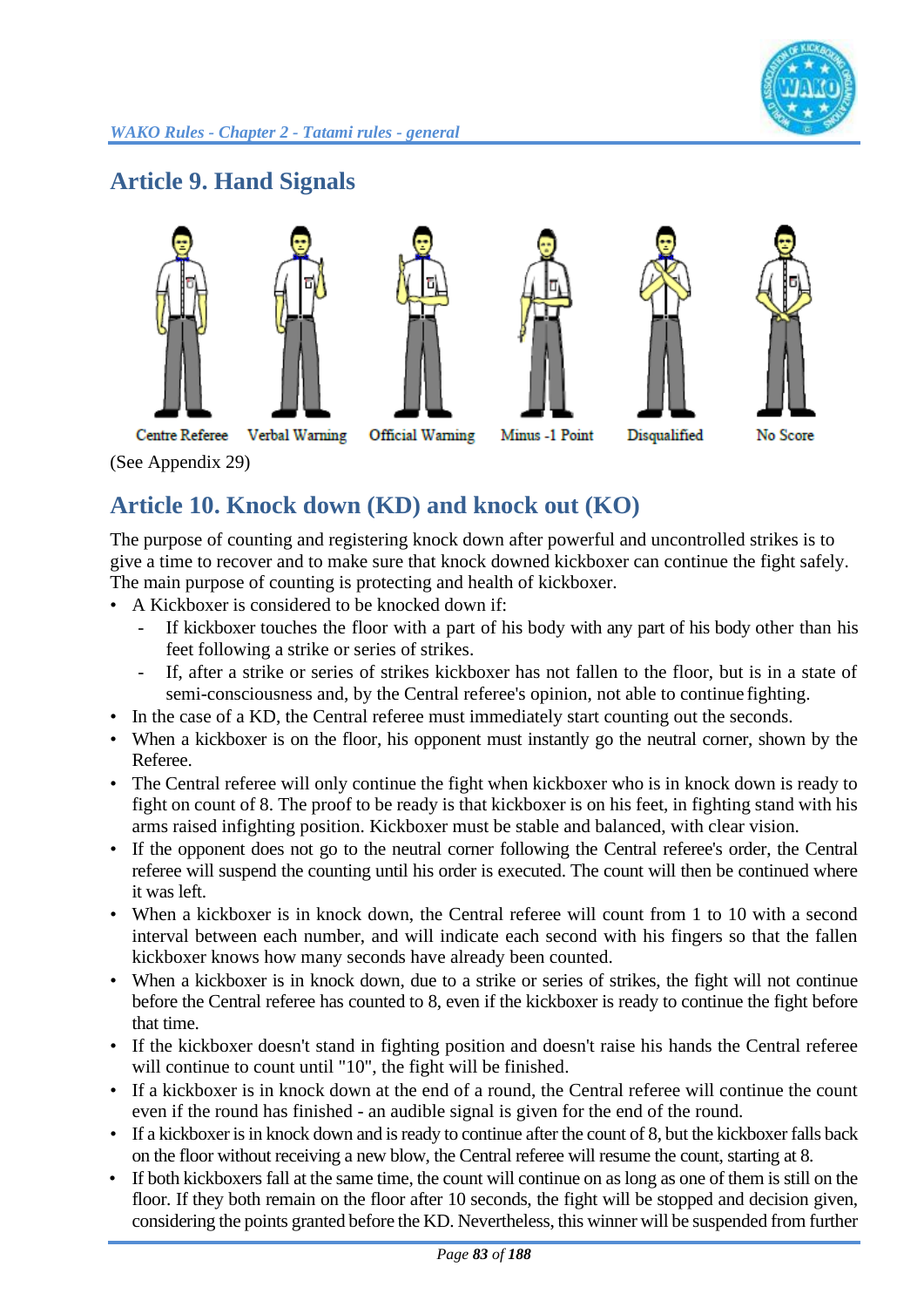## Article 9. Hand Signals

Centre Referee | Verbal Warning | Official Warning | Minus -1 Point | Disqualified | No Score

(See Appendix 29)

## Article 10. Knock down (KD) and knock out (KO)

The purpose of counting and registering knock down after powerful and uncontrolled strikes is to give a time to recover and to make sure that knock downed kickboxer can continue the fight safely. The main purpose of counting is protecting and health of kickboxer.

- A Kickboxer is considered to be knocked down if:
  - If kickboxer touches the floor with a part of his body with any part of his body other than his feet following a strike or series of strikes.
  - If, after a strike or series of strikes kickboxer has not fallen to the floor, but is in a state of semi-consciousness and, by the Central referee's opinion, not able to continue fighting.
- In the case of a KD, the Central referee must immediately start counting out the seconds.
- When a kickboxer is on the floor, his opponent must instantly go the neutral corner, shown by the Referee.
- The Central referee will only continue the fight when kickboxer who is in knock down is ready to fight on count of 8. The proof to be ready is that kickboxer is on his feet, in fighting stand with his arms raised infighting position. Kickboxer must be stable and balanced, with clear vision.
- If the opponent does not go to the neutral corner following the Central referee's order, the Central referee will suspend the counting until his order is executed. The count will then be continued where it was left.
- When a kickboxer is in knock down, the Central referee will count from 1 to 10 with a second interval between each number, and will indicate each second with his fingers so that the fallen kickboxer knows how many seconds have already been counted.
- When a kickboxer is in knock down, due to a strike or series of strikes, the fight will not continue before the Central referee has counted to 8, even if the kickboxer is ready to continue the fight before that time.
- If the kickboxer doesn't stand in fighting position and doesn't raise his hands the Central referee will continue to count until "10", the fight will be finished.
- If a kickboxer is in knock down at the end of a round, the Central referee will continue the count even if the round has finished - an audible signal is given for the end of the round.
- If a kickboxer is in knock down and is ready to continue after the count of 8, but the kickboxer falls back on the floor without receiving a new blow, the Central referee will resume the count, starting at 8.
- If both kickboxers fall at the same time, the count will continue on as long as one of them is still on the floor. If they both remain on the floor after 10 seconds, the fight will be stopped and decision given, considering the points granted before the KD. Nevertheless, this winner will be suspended from further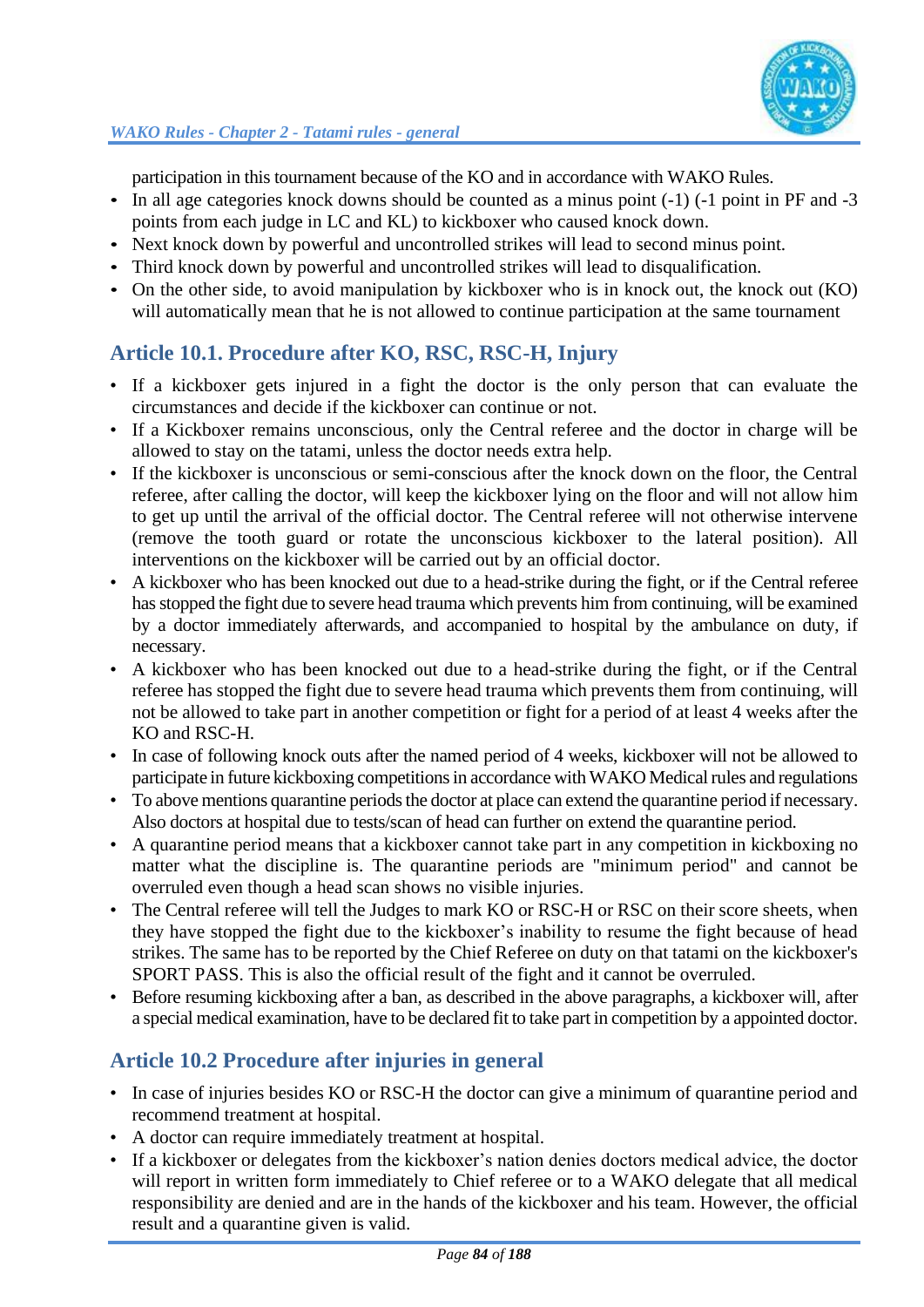participation in this tournament because of the KO and in accordance with WAKO Rules.

- In all age categories knock downs should be counted as a minus point (-1) (-1 point in PF and -3 points from each judge in LC and KL) to kickboxer who caused knock down.
- Next knock down by powerful and uncontrolled strikes will lead to second minus point.
- Third knock down by powerful and uncontrolled strikes will lead to disqualification.
- On the other side, to avoid manipulation by kickboxer who is in knock out, the knock out (KO) will automatically mean that he is not allowed to continue participation at the same tournament

## Article 10.1. Procedure after KO, RSC, RSC-H, Injury

- If a kickboxer gets injured in a fight the doctor is the only person that can evaluate the circumstances and decide if the kickboxer can continue or not.
- If a Kickboxer remains unconscious, only the Central referee and the doctor in charge will be allowed to stay on the tatami, unless the doctor needs extra help.
- If the kickboxer is unconscious or semi-conscious after the knock down on the floor, the Central referee, after calling the doctor, will keep the kickboxer lying on the floor and will not allow him to get up until the arrival of the official doctor. The Central referee will not otherwise intervene (remove the tooth guard or rotate the unconscious kickboxer to the lateral position). All interventions on the kickboxer will be carried out by an official doctor.
- A kickboxer who has been knocked out due to a head-strike during the fight, or if the Central referee has stopped the fight due to severe head trauma which prevents him from continuing, will be examined by a doctor immediately afterwards, and accompanied to hospital by the ambulance on duty, if necessary.
- A kickboxer who has been knocked out due to a head-strike during the fight, or if the Central referee has stopped the fight due to severe head trauma which prevents them from continuing, will not be allowed to take part in another competition or fight for a period of at least 4 weeks after the KO and RSC-H.
- In case of following knock outs after the named period of 4 weeks, kickboxer will not be allowed to participate in future kickboxing competitions in accordance with WAKO Medical rules and regulations
- To above mentions quarantine periods the doctor at place can extend the quarantine period if necessary. Also doctors at hospital due to tests/scan of head can further on extend the quarantine period.
- A quarantine period means that a kickboxer cannot take part in any competition in kickboxing no matter what the discipline is. The quarantine periods are "minimum period" and cannot be overruled even though a head scan shows no visible injuries.
- The Central referee will tell the Judges to mark KO or RSC-H or RSC on their score sheets, when they have stopped the fight due to the kickboxer's inability to resume the fight because of head strikes. The same has to be reported by the Chief Referee on duty on that tatami on the kickboxer's SPORT PASS. This is also the official result of the fight and it cannot be overruled.
- Before resuming kickboxing after a ban, as described in the above paragraphs, a kickboxer will, after a special medical examination, have to be declared fit to take part in competition by a appointed doctor.

## Article 10.2 Procedure after injuries in general

- In case of injuries besides KO or RSC-H the doctor can give a minimum of quarantine period and recommend treatment at hospital.
- A doctor can require immediately treatment at hospital.
- If a kickboxer or delegates from the kickboxer's nation denies doctors medical advice, the doctor will report in written form immediately to Chief referee or to a WAKO delegate that all medical responsibility are denied and are in the hands of the kickboxer and his team. However, the official result and a quarantine given is valid.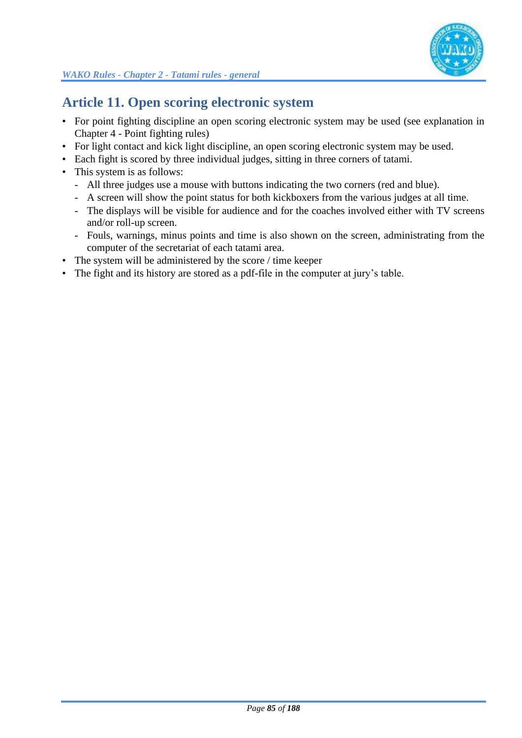## Article 11. Open scoring electronic system

- For point fighting discipline an open scoring electronic system may be used (see explanation in Chapter 4 - Point fighting rules)
- For light contact and kick light discipline, an open scoring electronic system may be used.
- Each fight is scored by three individual judges, sitting in three corners of tatami.
- This system is as follows:
  - All three judges use a mouse with buttons indicating the two corners (red and blue).
  - A screen will show the point status for both kickboxers from the various judges at all time.
  - The displays will be visible for audience and for the coaches involved either with TV screens and/or roll-up screen.
  - Fouls, warnings, minus points and time is also shown on the screen, administrating from the computer of the secretariat of each tatami area.
- The system will be administered by the score / time keeper
- The fight and its history are stored as a pdf-file in the computer at jury's table.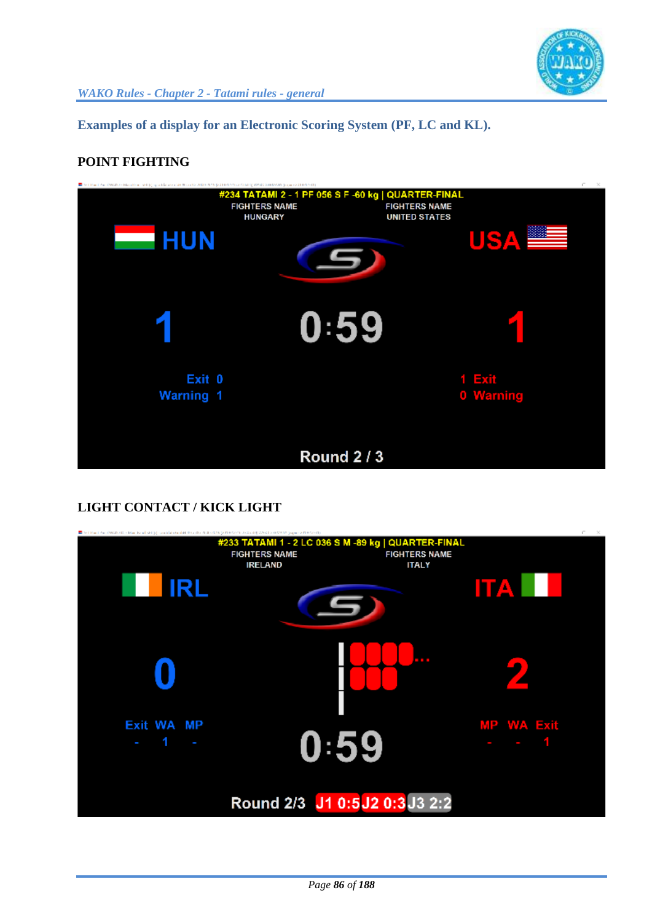**Examples of a display for an Electronic Scoring System (PF, LC and KL).**

**POINT FIGHTING**

#234 TATAMI 2 - 1 PF 056 S F -60 kg | QUARTER-FINAL

FIGHTERS NAME
HUNGARY

FIGHTERS NAME
UNITED STATES

HUN

USA

1

0:59

1

Exit 0
Warning 1

1 Exit
0 Warning

Round 2 / 3

**LIGHT CONTACT / KICK LIGHT**

#233 TATAMI 1 - 2 LC 036 S M -89 kg | QUARTER-FINAL

FIGHTERS NAME
IRELAND

FIGHTERS NAME
ITALY

IRL

ITA

0

2

Exit WA MP
- 1 -

MP WA Exit
- - 1

0:59

Round 2/3 J1 0:5 J2 0:3 J3 2:2